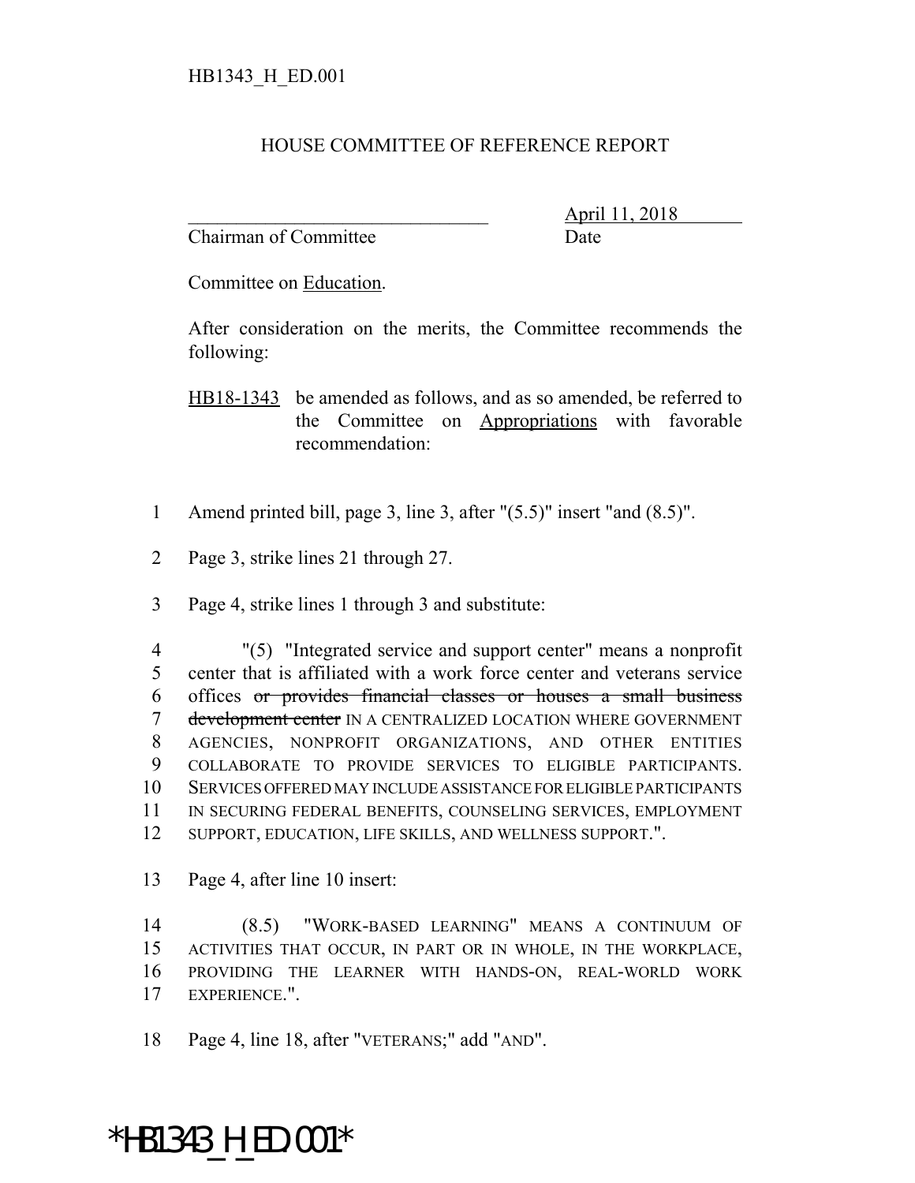HB1343_H_ED.001

# HOUSE COMMITTEE OF REFERENCE REPORT

________________________________ April 11, 2018
Chairman of Committee Date

Committee on Education.

After consideration on the merits, the Committee recommends the following:

HB18-1343 be amended as follows, and as so amended, be referred to the Committee on Appropriations with favorable recommendation:

1 Amend printed bill, page 3, line 3, after "(5.5)" insert "and (8.5)".

2 Page 3, strike lines 21 through 27.

3 Page 4, strike lines 1 through 3 and substitute:

4 "(5) "Integrated service and support center" means a nonprofit
5 center that is affiliated with a work force center and veterans service
6 offices ~~or provides financial classes or houses a small business~~
7 ~~development center~~ IN A CENTRALIZED LOCATION WHERE GOVERNMENT
8 AGENCIES, NONPROFIT ORGANIZATIONS, AND OTHER ENTITIES
9 COLLABORATE TO PROVIDE SERVICES TO ELIGIBLE PARTICIPANTS.
10 SERVICES OFFERED MAY INCLUDE ASSISTANCE FOR ELIGIBLE PARTICIPANTS
11 IN SECURING FEDERAL BENEFITS, COUNSELING SERVICES, EMPLOYMENT
12 SUPPORT, EDUCATION, LIFE SKILLS, AND WELLNESS SUPPORT.".

13 Page 4, after line 10 insert:

14 (8.5) "WORK-BASED LEARNING" MEANS A CONTINUUM OF
15 ACTIVITIES THAT OCCUR, IN PART OR IN WHOLE, IN THE WORKPLACE,
16 PROVIDING THE LEARNER WITH HANDS-ON, REAL-WORLD WORK
17 EXPERIENCE.".

18 Page 4, line 18, after "VETERANS;" add "AND".

*HB1343_H_ED.001*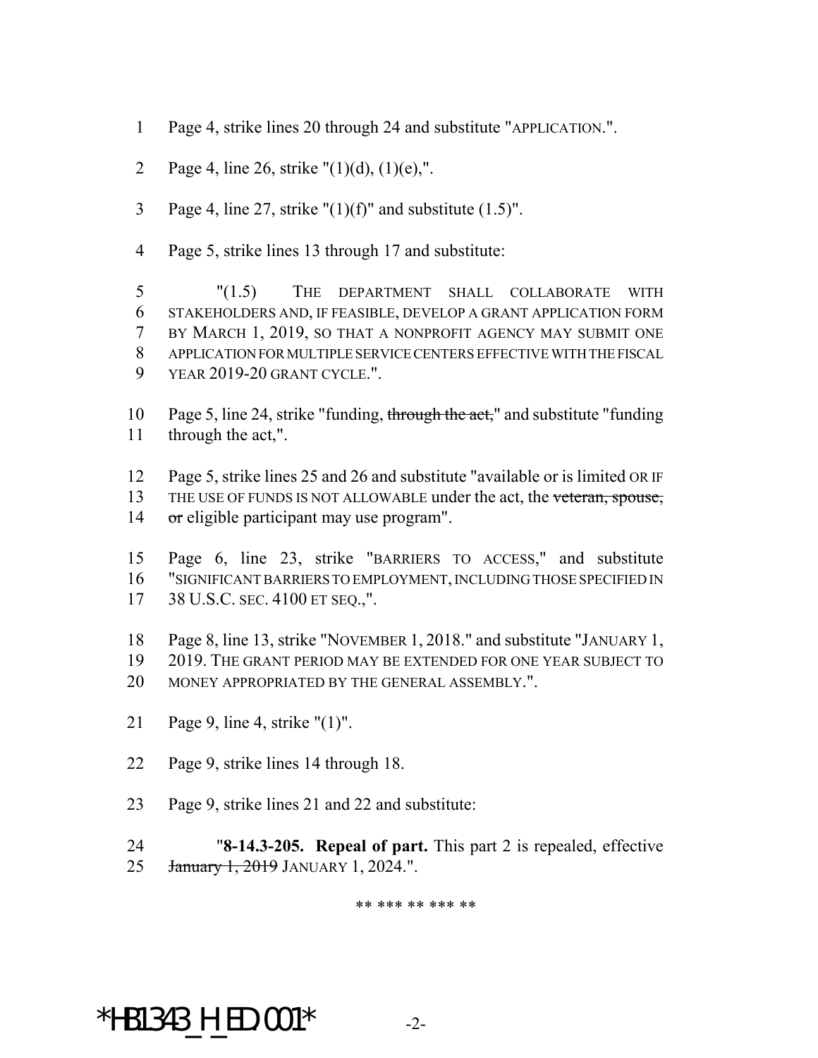1 Page 4, strike lines 20 through 24 and substitute "APPLICATION.".

2 Page 4, line 26, strike "(1)(d), (1)(e),".

3 Page 4, line 27, strike "(1)(f)" and substitute (1.5)".

4 Page 5, strike lines 13 through 17 and substitute:

5 "(1.5) THE DEPARTMENT SHALL COLLABORATE WITH
6 STAKEHOLDERS AND, IF FEASIBLE, DEVELOP A GRANT APPLICATION FORM
7 BY MARCH 1, 2019, SO THAT A NONPROFIT AGENCY MAY SUBMIT ONE
8 APPLICATION FOR MULTIPLE SERVICE CENTERS EFFECTIVE WITH THE FISCAL
9 YEAR 2019-20 GRANT CYCLE.".

10 Page 5, line 24, strike "funding, ~~through the act,~~" and substitute "funding
11 through the act,".

12 Page 5, strike lines 25 and 26 and substitute "available or is limited OR IF
13 THE USE OF FUNDS IS NOT ALLOWABLE under the act, the ~~veteran, spouse,~~
14 ~~or~~ eligible participant may use program".

15 Page 6, line 23, strike "BARRIERS TO ACCESS," and substitute
16 "SIGNIFICANT BARRIERS TO EMPLOYMENT, INCLUDING THOSE SPECIFIED IN
17 38 U.S.C. SEC. 4100 ET SEQ.,".

18 Page 8, line 13, strike "NOVEMBER 1, 2018." and substitute "JANUARY 1,
19 2019. THE GRANT PERIOD MAY BE EXTENDED FOR ONE YEAR SUBJECT TO
20 MONEY APPROPRIATED BY THE GENERAL ASSEMBLY.".

21 Page 9, line 4, strike "(1)".

22 Page 9, strike lines 14 through 18.

23 Page 9, strike lines 21 and 22 and substitute:

24 "**8-14.3-205. Repeal of part.** This part 2 is repealed, effective
25 ~~January 1, 2019~~ JANUARY 1, 2024.".

** *** ** *** **

*HB1343_H_ED.001*